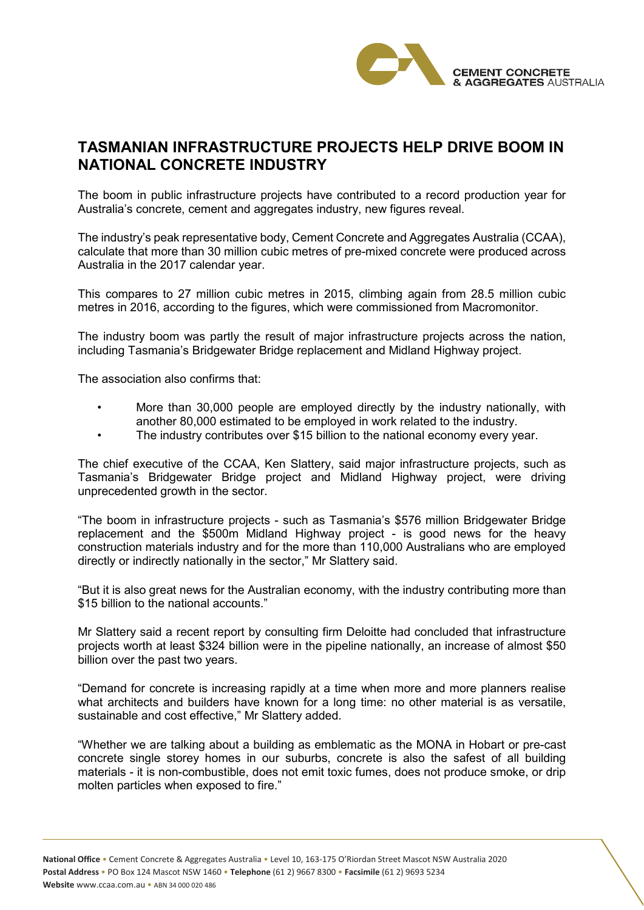# TASMANIAN INFRASTRUCTURE PROJECTS HELP DRIVE BOOM IN NATIONAL CONCRETE INDUSTRY

The boom in public infrastructure projects have contributed to a record production year for Australia's concrete, cement and aggregates industry, new figures reveal.

The industry's peak representative body, Cement Concrete and Aggregates Australia (CCAA), calculate that more than 30 million cubic metres of pre-mixed concrete were produced across Australia in the 2017 calendar year.

This compares to 27 million cubic metres in 2015, climbing again from 28.5 million cubic metres in 2016, according to the figures, which were commissioned from Macromonitor.

The industry boom was partly the result of major infrastructure projects across the nation, including Tasmania's Bridgewater Bridge replacement and Midland Highway project.

The association also confirms that:

- More than 30,000 people are employed directly by the industry nationally, with another 80,000 estimated to be employed in work related to the industry.
- The industry contributes over $15 billion to the national economy every year.

The chief executive of the CCAA, Ken Slattery, said major infrastructure projects, such as Tasmania's Bridgewater Bridge project and Midland Highway project, were driving unprecedented growth in the sector.

"The boom in infrastructure projects - such as Tasmania's $576 million Bridgewater Bridge replacement and the $500m Midland Highway project - is good news for the heavy construction materials industry and for the more than 110,000 Australians who are employed directly or indirectly nationally in the sector," Mr Slattery said.

"But it is also great news for the Australian economy, with the industry contributing more than $15 billion to the national accounts."

Mr Slattery said a recent report by consulting firm Deloitte had concluded that infrastructure projects worth at least $324 billion were in the pipeline nationally, an increase of almost $50 billion over the past two years.

"Demand for concrete is increasing rapidly at a time when more and more planners realise what architects and builders have known for a long time: no other material is as versatile, sustainable and cost effective," Mr Slattery added.

"Whether we are talking about a building as emblematic as the MONA in Hobart or pre-cast concrete single storey homes in our suburbs, concrete is also the safest of all building materials - it is non-combustible, does not emit toxic fumes, does not produce smoke, or drip molten particles when exposed to fire."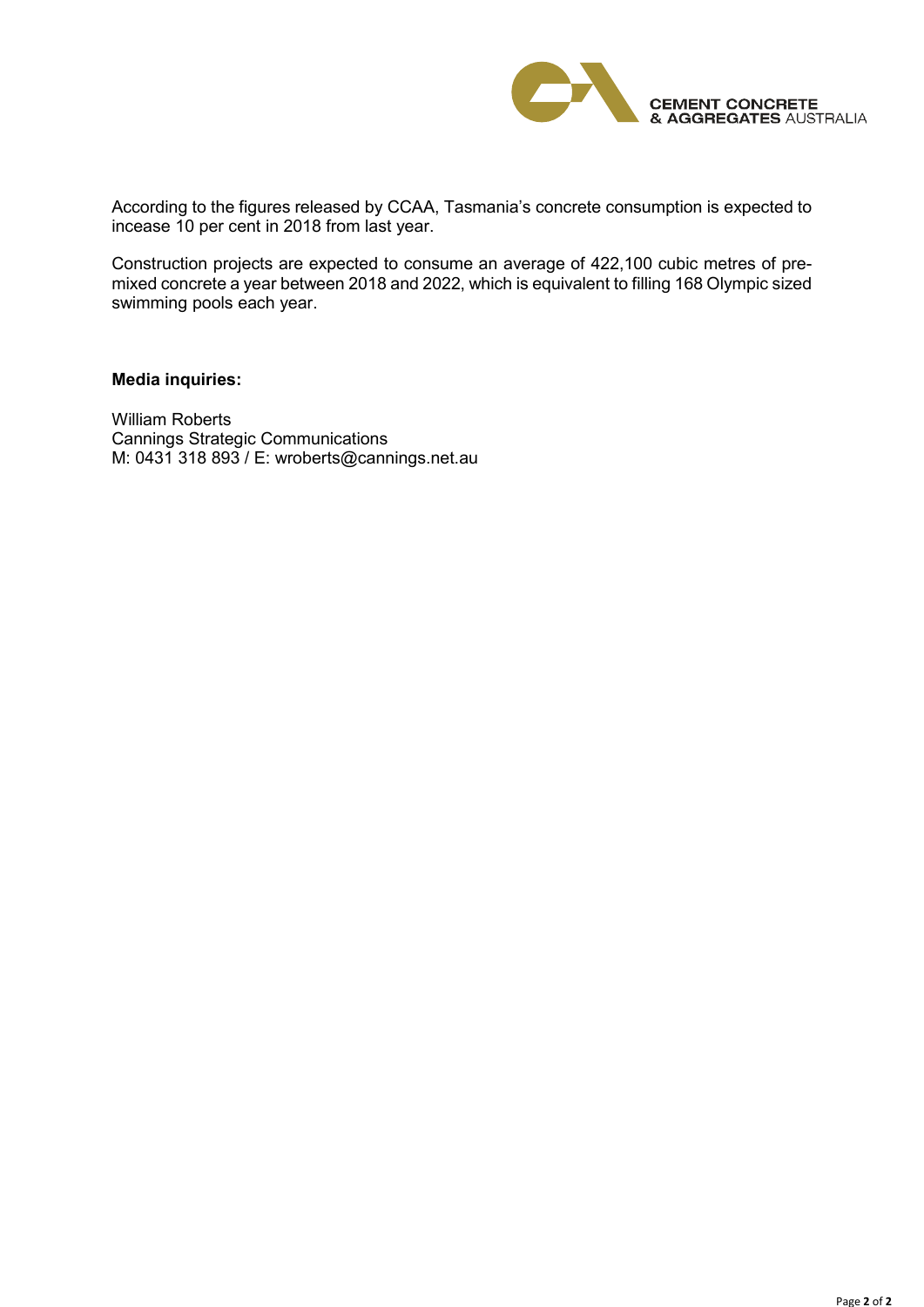According to the figures released by CCAA, Tasmania's concrete consumption is expected to incease 10 per cent in 2018 from last year.

Construction projects are expected to consume an average of 422,100 cubic metres of pre-mixed concrete a year between 2018 and 2022, which is equivalent to filling 168 Olympic sized swimming pools each year.

**Media inquiries:**

William Roberts
Cannings Strategic Communications
M: 0431 318 893 / E: wroberts@cannings.net.au